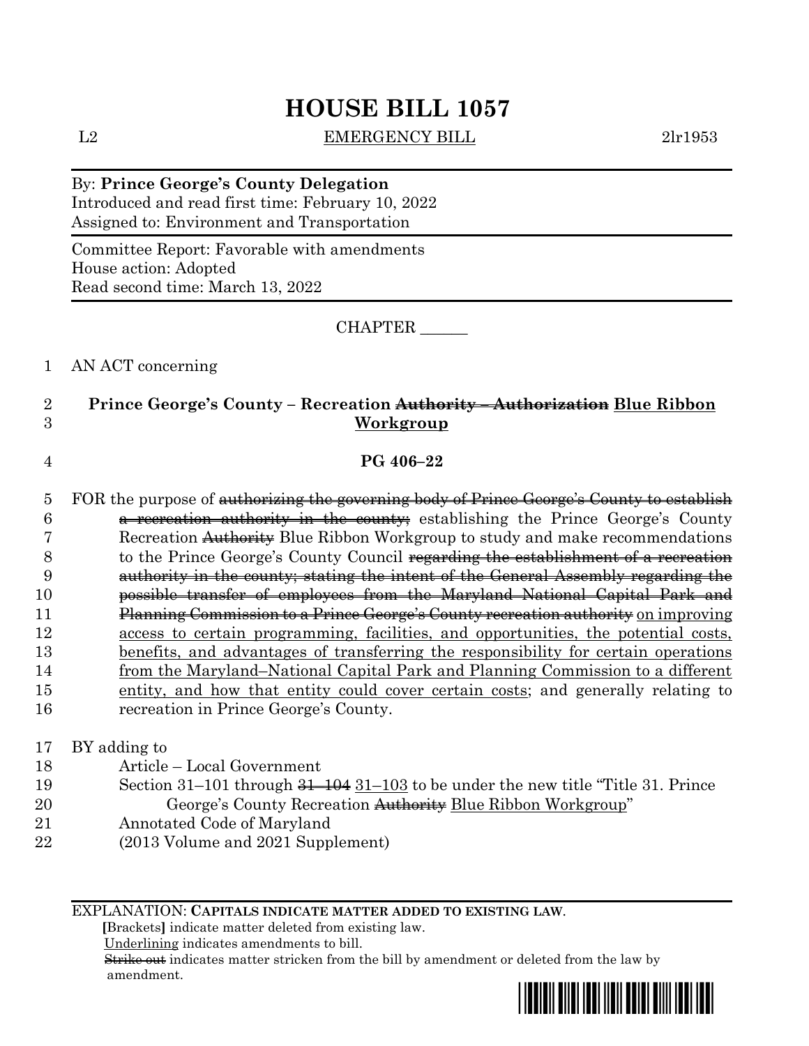# HOUSE BILL 1057

L2 EMERGENCY BILL 2lr1953

By: **Prince George's County Delegation**
Introduced and read first time: February 10, 2022
Assigned to: Environment and Transportation

Committee Report: Favorable with amendments
House action: Adopted
Read second time: March 13, 2022

CHAPTER ______

AN ACT concerning

**Prince George's County – Recreation ~~Authority – Authorization~~ <u>Blue Ribbon Workgroup</u>**

**PG 406–22**

FOR the purpose of ~~authorizing the governing body of Prince George's County to establish a recreation authority in the county;~~ establishing the Prince George's County Recreation ~~Authority~~ Blue Ribbon Workgroup to study and make recommendations to the Prince George's County Council ~~regarding the establishment of a recreation authority in the county; stating the intent of the General Assembly regarding the possible transfer of employees from the Maryland–National Capital Park and Planning Commission to a Prince George's County recreation authority~~ <u>on improving access to certain programming, facilities, and opportunities, the potential costs, benefits, and advantages of transferring the responsibility for certain operations from the Maryland–National Capital Park and Planning Commission to a different entity, and how that entity could cover certain costs</u>; and generally relating to recreation in Prince George's County.

BY adding to
Article – Local Government
Section 31–101 through ~~31–104~~ <u>31–103</u> to be under the new title "Title 31. Prince George's County Recreation ~~Authority~~ <u>Blue Ribbon Workgroup</u>"
Annotated Code of Maryland
(2013 Volume and 2021 Supplement)

EXPLANATION: **CAPITALS INDICATE MATTER ADDED TO EXISTING LAW.**
**[**Brackets**]** indicate matter deleted from existing law.
<u>Underlining</u> indicates amendments to bill.
~~Strike out~~ indicates matter stricken from the bill by amendment or deleted from the law by amendment.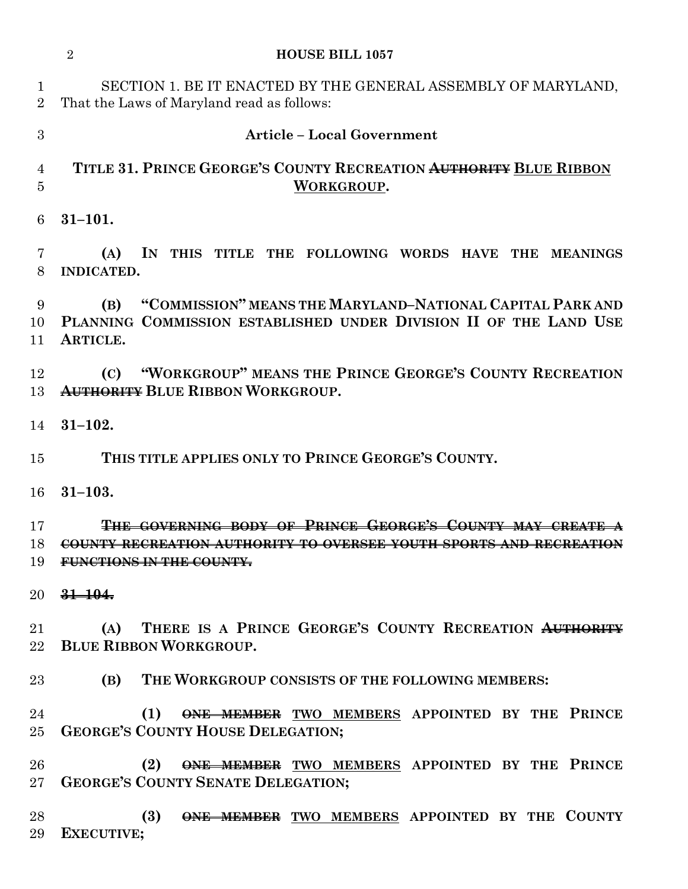SECTION 1. BE IT ENACTED BY THE GENERAL ASSEMBLY OF MARYLAND, That the Laws of Maryland read as follows:

**Article – Local Government**

**TITLE 31. PRINCE GEORGE'S COUNTY RECREATION ~~AUTHORITY~~ <u>BLUE RIBBON WORKGROUP</u>.**

**31–101.**

**(A) IN THIS TITLE THE FOLLOWING WORDS HAVE THE MEANINGS INDICATED.**

**(B) "COMMISSION" MEANS THE MARYLAND–NATIONAL CAPITAL PARK AND PLANNING COMMISSION ESTABLISHED UNDER DIVISION II OF THE LAND USE ARTICLE.**

**(C) "WORKGROUP" MEANS THE PRINCE GEORGE'S COUNTY RECREATION ~~AUTHORITY~~ BLUE RIBBON WORKGROUP.**

**31–102.**

**THIS TITLE APPLIES ONLY TO PRINCE GEORGE'S COUNTY.**

**31–103.**

~~**THE GOVERNING BODY OF PRINCE GEORGE'S COUNTY MAY CREATE A COUNTY RECREATION AUTHORITY TO OVERSEE YOUTH SPORTS AND RECREATION FUNCTIONS IN THE COUNTY.**~~

~~**31–104.**~~

**(A) THERE IS A PRINCE GEORGE'S COUNTY RECREATION ~~AUTHORITY~~ BLUE RIBBON WORKGROUP.**

**(B) THE WORKGROUP CONSISTS OF THE FOLLOWING MEMBERS:**

**(1) ~~ONE MEMBER~~ <u>TWO MEMBERS</u> APPOINTED BY THE PRINCE GEORGE'S COUNTY HOUSE DELEGATION;**

**(2) ~~ONE MEMBER~~ <u>TWO MEMBERS</u> APPOINTED BY THE PRINCE GEORGE'S COUNTY SENATE DELEGATION;**

**(3) ~~ONE MEMBER~~ <u>TWO MEMBERS</u> APPOINTED BY THE COUNTY EXECUTIVE;**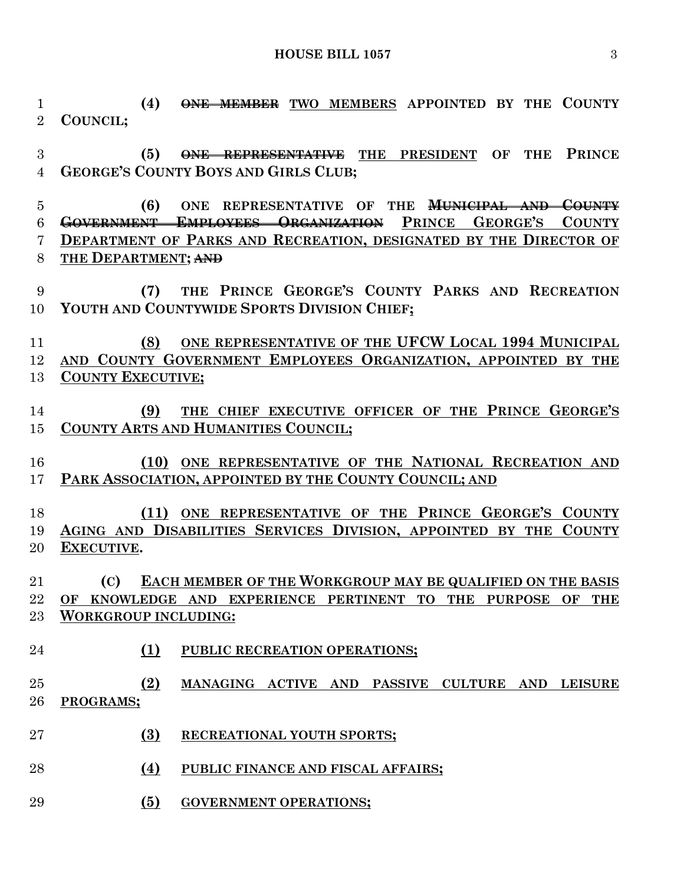(4) ~~ONE MEMBER~~ TWO MEMBERS APPOINTED BY THE COUNTY COUNCIL;

(5) ~~ONE REPRESENTATIVE~~ THE PRESIDENT OF THE PRINCE GEORGE'S COUNTY BOYS AND GIRLS CLUB;

(6) ONE REPRESENTATIVE OF THE ~~MUNICIPAL AND COUNTY GOVERNMENT EMPLOYEES ORGANIZATION~~ PRINCE GEORGE'S COUNTY DEPARTMENT OF PARKS AND RECREATION, DESIGNATED BY THE DIRECTOR OF THE DEPARTMENT; ~~AND~~

(7) THE PRINCE GEORGE'S COUNTY PARKS AND RECREATION YOUTH AND COUNTYWIDE SPORTS DIVISION CHIEF;

(8) ONE REPRESENTATIVE OF THE UFCW LOCAL 1994 MUNICIPAL AND COUNTY GOVERNMENT EMPLOYEES ORGANIZATION, APPOINTED BY THE COUNTY EXECUTIVE;

(9) THE CHIEF EXECUTIVE OFFICER OF THE PRINCE GEORGE'S COUNTY ARTS AND HUMANITIES COUNCIL;

(10) ONE REPRESENTATIVE OF THE NATIONAL RECREATION AND PARK ASSOCIATION, APPOINTED BY THE COUNTY COUNCIL; AND

(11) ONE REPRESENTATIVE OF THE PRINCE GEORGE'S COUNTY AGING AND DISABILITIES SERVICES DIVISION, APPOINTED BY THE COUNTY EXECUTIVE.

(C) EACH MEMBER OF THE WORKGROUP MAY BE QUALIFIED ON THE BASIS OF KNOWLEDGE AND EXPERIENCE PERTINENT TO THE PURPOSE OF THE WORKGROUP INCLUDING:

(1) PUBLIC RECREATION OPERATIONS;

(2) MANAGING ACTIVE AND PASSIVE CULTURE AND LEISURE PROGRAMS;

(3) RECREATIONAL YOUTH SPORTS;

(4) PUBLIC FINANCE AND FISCAL AFFAIRS;

(5) GOVERNMENT OPERATIONS;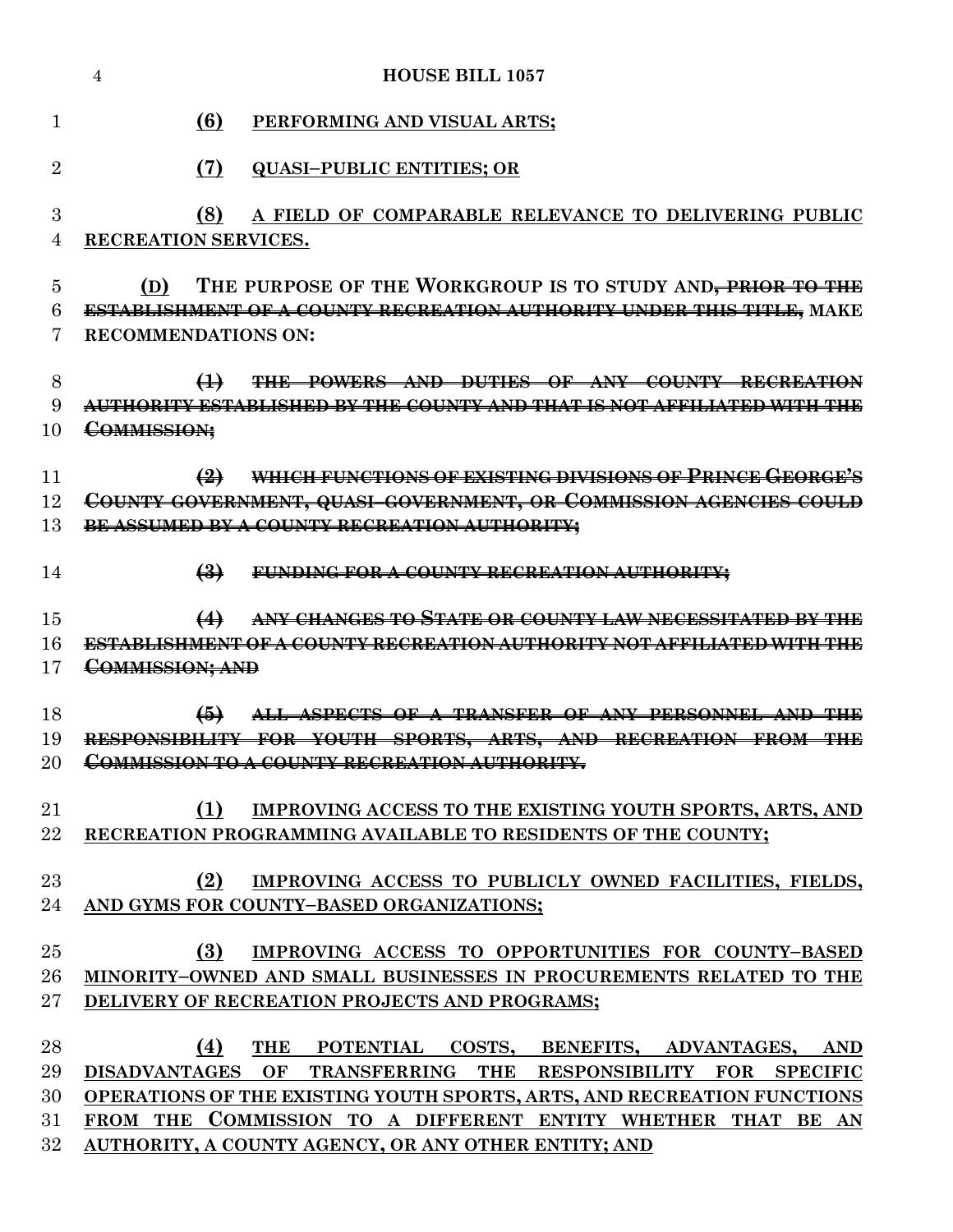(6) PERFORMING AND VISUAL ARTS;

(7) QUASI–PUBLIC ENTITIES; OR

(8) A FIELD OF COMPARABLE RELEVANCE TO DELIVERING PUBLIC RECREATION SERVICES.

(D) THE PURPOSE OF THE WORKGROUP IS TO STUDY AND~~, PRIOR TO THE ESTABLISHMENT OF A COUNTY RECREATION AUTHORITY UNDER THIS TITLE,~~ MAKE RECOMMENDATIONS ON:

~~(1) THE POWERS AND DUTIES OF ANY COUNTY RECREATION AUTHORITY ESTABLISHED BY THE COUNTY AND THAT IS NOT AFFILIATED WITH THE COMMISSION;~~

~~(2) WHICH FUNCTIONS OF EXISTING DIVISIONS OF PRINCE GEORGE'S COUNTY GOVERNMENT, QUASI–GOVERNMENT, OR COMMISSION AGENCIES COULD BE ASSUMED BY A COUNTY RECREATION AUTHORITY;~~

~~(3) FUNDING FOR A COUNTY RECREATION AUTHORITY;~~

~~(4) ANY CHANGES TO STATE OR COUNTY LAW NECESSITATED BY THE ESTABLISHMENT OF A COUNTY RECREATION AUTHORITY NOT AFFILIATED WITH THE COMMISSION; AND~~

~~(5) ALL ASPECTS OF A TRANSFER OF ANY PERSONNEL AND THE RESPONSIBILITY FOR YOUTH SPORTS, ARTS, AND RECREATION FROM THE COMMISSION TO A COUNTY RECREATION AUTHORITY.~~

(1) IMPROVING ACCESS TO THE EXISTING YOUTH SPORTS, ARTS, AND RECREATION PROGRAMMING AVAILABLE TO RESIDENTS OF THE COUNTY;

(2) IMPROVING ACCESS TO PUBLICLY OWNED FACILITIES, FIELDS, AND GYMS FOR COUNTY–BASED ORGANIZATIONS;

(3) IMPROVING ACCESS TO OPPORTUNITIES FOR COUNTY–BASED MINORITY–OWNED AND SMALL BUSINESSES IN PROCUREMENTS RELATED TO THE DELIVERY OF RECREATION PROJECTS AND PROGRAMS;

(4) THE POTENTIAL COSTS, BENEFITS, ADVANTAGES, AND DISADVANTAGES OF TRANSFERRING THE RESPONSIBILITY FOR SPECIFIC OPERATIONS OF THE EXISTING YOUTH SPORTS, ARTS, AND RECREATION FUNCTIONS FROM THE COMMISSION TO A DIFFERENT ENTITY WHETHER THAT BE AN AUTHORITY, A COUNTY AGENCY, OR ANY OTHER ENTITY; AND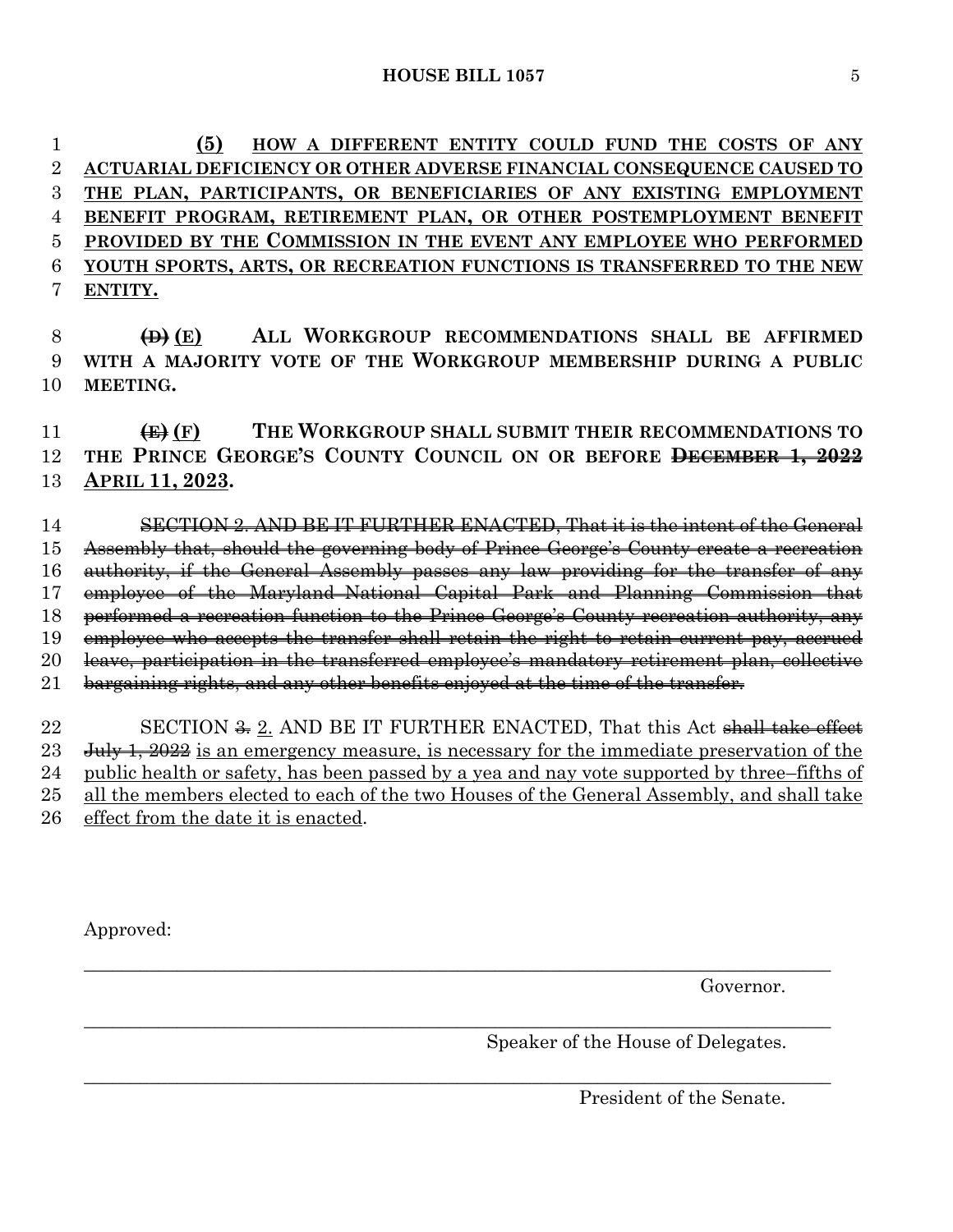(5) <u>HOW A DIFFERENT ENTITY COULD FUND THE COSTS OF ANY ACTUARIAL DEFICIENCY OR OTHER ADVERSE FINANCIAL CONSEQUENCE CAUSED TO THE PLAN, PARTICIPANTS, OR BENEFICIARIES OF ANY EXISTING EMPLOYMENT BENEFIT PROGRAM, RETIREMENT PLAN, OR OTHER POSTEMPLOYMENT BENEFIT PROVIDED BY THE COMMISSION IN THE EVENT ANY EMPLOYEE WHO PERFORMED YOUTH SPORTS, ARTS, OR RECREATION FUNCTIONS IS TRANSFERRED TO THE NEW ENTITY.</u>

~~(D)~~ <u>(E)</u> ALL WORKGROUP RECOMMENDATIONS SHALL BE AFFIRMED WITH A MAJORITY VOTE OF THE WORKGROUP MEMBERSHIP DURING A PUBLIC MEETING.

~~(E)~~ <u>(F)</u> THE WORKGROUP SHALL SUBMIT THEIR RECOMMENDATIONS TO THE PRINCE GEORGE'S COUNTY COUNCIL ON OR BEFORE ~~DECEMBER 1, 2022~~ <u>APRIL 11, 2023</u>.

~~SECTION 2. AND BE IT FURTHER ENACTED, That it is the intent of the General Assembly that, should the governing body of Prince George's County create a recreation authority, if the General Assembly passes any law providing for the transfer of any employee of the Maryland National Capital Park and Planning Commission that performed a recreation function to the Prince George's County recreation authority, any employee who accepts the transfer shall retain the right to retain current pay, accrued leave, participation in the transferred employee's mandatory retirement plan, collective bargaining rights, and any other benefits enjoyed at the time of the transfer.~~

SECTION ~~3.~~ <u>2.</u> AND BE IT FURTHER ENACTED, That this Act ~~shall take effect July 1, 2022~~ <u>is an emergency measure, is necessary for the immediate preservation of the public health or safety, has been passed by a yea and nay vote supported by three–fifths of all the members elected to each of the two Houses of the General Assembly, and shall take effect from the date it is enacted</u>.

Approved:

\_\_\_\_\_\_\_\_\_\_\_\_\_\_\_\_\_\_\_\_\_\_\_\_\_\_\_\_\_\_\_\_\_\_\_\_\_\_\_\_

Governor.

\_\_\_\_\_\_\_\_\_\_\_\_\_\_\_\_\_\_\_\_\_\_\_\_\_\_\_\_\_\_\_\_\_\_\_\_\_\_\_\_

Speaker of the House of Delegates.

\_\_\_\_\_\_\_\_\_\_\_\_\_\_\_\_\_\_\_\_\_\_\_\_\_\_\_\_\_\_\_\_\_\_\_\_\_\_\_\_

President of the Senate.